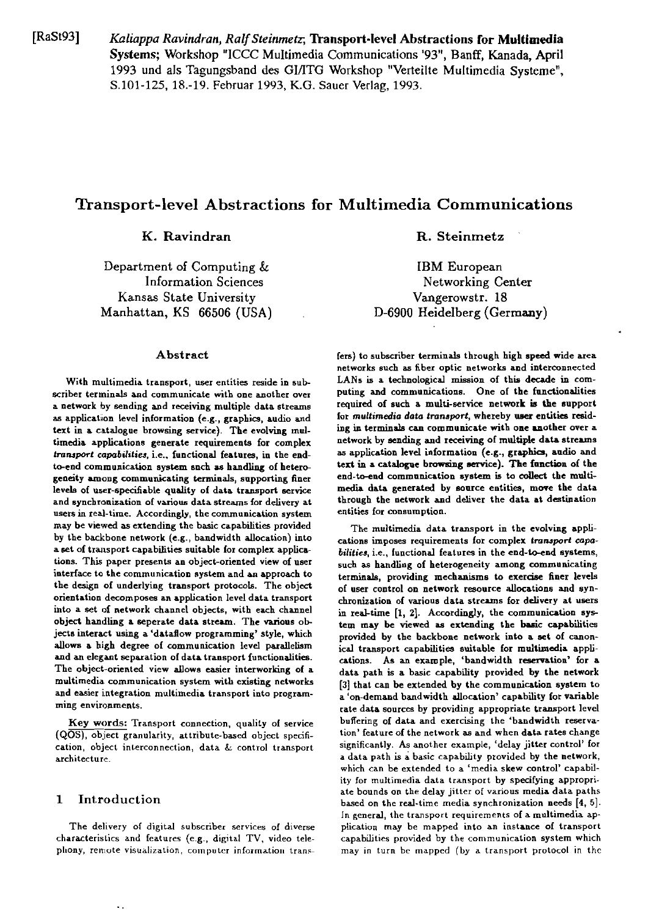[RaSt93] *Kaliappa Ravindran, Ralf Steinmetz*; **Transport-level Abstractions for Multimedia Systems;** Workshop "ICCC Multimedia Communications '93", Banff, Kanada, April 1993 und als Tagungsband des GI/ITG Workshop "Verteilte Multimedia Systeme", S.101-125, 18.-19. Februar 1993, K.G. Sauer Verlag, 1993.

# Transport-level Abstractions for Multimedia Communications

**K. Ravindran**

Department of Computing & Information Sciences
Kansas State University
Manhattan, KS 66506 (USA)

**R. Steinmetz**

IBM European Networking Center
Vangerowstr. 18
D-6900 Heidelberg (Germany)

### Abstract

With multimedia transport, user entities reside in subscriber terminals and communicate with one another over a network by sending and receiving multiple data streams as application level information (e.g., graphics, audio and text in a catalogue browsing service). The evolving multimedia applications generate requirements for complex *transport capabilities*, i.e., functional features, in the end-to-end communication system such as handling of heterogeneity among communicating terminals, supporting finer levels of user-specifiable quality of data transport service and synchronization of various data streams for delivery at users in real-time. Accordingly, the communication system may be viewed as extending the basic capabilities provided by the backbone network (e.g., bandwidth allocation) into a set of transport capabilities suitable for complex applications. This paper presents an object-oriented view of user interface to the communication system and an approach to the design of underlying transport protocols. The object orientation decomposes an application level data transport into a set of network channel objects, with each channel object handling a seperate data stream. The various objects interact using a 'dataflow programming' style, which allows a high degree of communication level parallelism and an elegant separation of data transport functionalities. The object-oriented view allows easier interworking of a multimedia communication system with existing networks and easier integration multimedia transport into programming environments.

Key words: Transport connection, quality of service (QOS), object granularity, attribute-based object specification, object interconnection, data & control transport architecture.

## 1 Introduction

The delivery of digital subscriber services of diverse characteristics and features (e.g., digital TV, video telephony, remote visualization, computer information transfers) to subscriber terminals through high speed wide area networks such as fiber optic networks and interconnected LANs is a technological mission of this decade in computing and communications. One of the functionalities required of such a multi-service network is the support for *multimedia data transport*, whereby user entities residing in terminals can communicate with one another over a network by sending and receiving of multiple data streams as application level information (e.g., graphics, audio and text in a catalogue browsing service). The function of the end-to-end communication system is to collect the multimedia data generated by source entities, move the data through the network and deliver the data at destination entities for consumption.

The multimedia data transport in the evolving applications imposes requirements for complex *transport capabilities*, i.e., functional features in the end-to-end systems, such as handling of heterogeneity among communicating terminals, providing mechanisms to exercise finer levels of user control on network resource allocations and synchronization of various data streams for delivery at users in real-time [1, 2]. Accordingly, the communication system may be viewed as extending the basic capabilities provided by the backbone network into a set of canonical transport capabilities suitable for multimedia applications. As an example, 'bandwidth reservation' for a data path is a basic capability provided by the network [3] that can be extended by the communication system to a 'on-demand bandwidth allocation' capability for variable rate data sources by providing appropriate transport level buffering of data and exercising the 'bandwidth reservation' feature of the network as and when data rates change significantly. As another example, 'delay jitter control' for a data path is a basic capability provided by the network, which can be extended to a 'media skew control' capability for multimedia data transport by specifying appropriate bounds on the delay jitter of various media data paths based on the real-time media synchronization needs [4, 5]. In general, the transport requirements of a multimedia application may be mapped into an instance of transport capabilities provided by the communication system which may in turn be mapped (by a transport protocol in the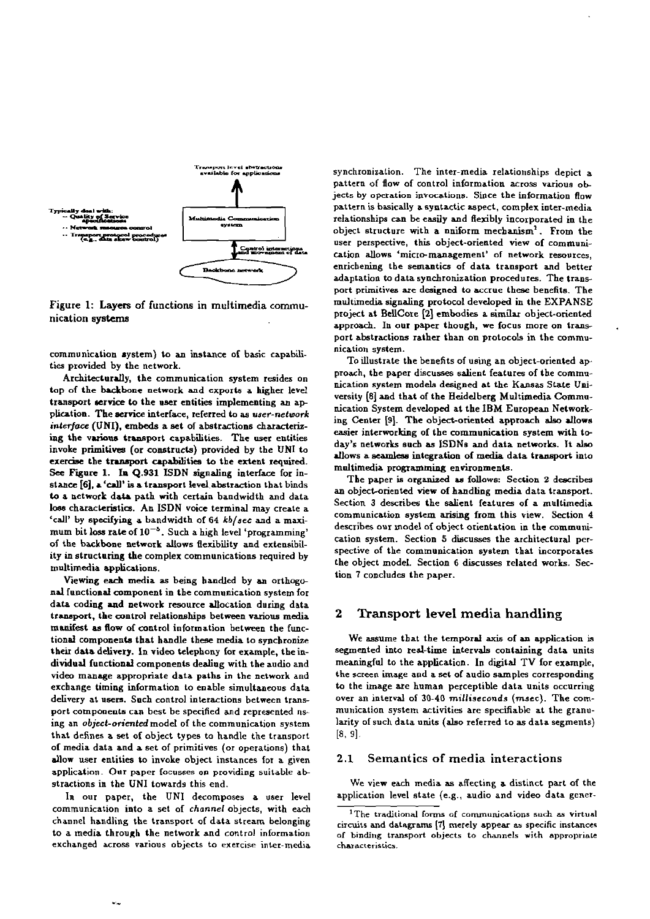Typically deal with:
-- Quality of Service specifications
-- Network resource control
-- Transport protocol procedures (e.g., data skew control)

Transport level abstractions available for applications

Multimedia Communication system

Control interactions and movement of data

Backbone network

Figure 1: Layers of functions in multimedia communication systems

communication system) to an instance of basic capabilities provided by the network.

Architecturally, the communication system resides on top of the backbone network and exports a higher level transport service to the user entities implementing an application. The service interface, referred to as *user-network interface* (UNI), embeds a set of abstractions characterizing the various transport capabilities. The user entities invoke primitives (or constructs) provided by the UNI to exercise the transport capabilities to the extent required. See Figure 1. In Q.931 ISDN signaling interface for instance [6], a 'call' is a transport level abstraction that binds to a network data path with certain bandwidth and data loss characteristics. An ISDN voice terminal may create a 'call' by specifying a bandwidth of 64 *kb/sec* and a maximum bit loss rate of $10^{-5}$. Such a high level 'programming' of the backbone network allows flexibility and extensibility in structuring the complex communications required by multimedia applications.

Viewing each media as being handled by an orthogonal functional component in the communication system for data coding and network resource allocation during data transport, the control relationships between various media manifest as flow of control information between the functional components that handle these media to synchronize their data delivery. In video telephony for example, the individual functional components dealing with the audio and video manage appropriate data paths in the network and exchange timing information to enable simultaneous data delivery at users. Such control interactions between transport components can best be specified and represented using an *object-oriented* model of the communication system that defines a set of object types to handle the transport of media data and a set of primitives (or operations) that allow user entities to invoke object instances for a given application. Our paper focusses on providing suitable abstractions in the UNI towards this end.

In our paper, the UNI decomposes a user level communication into a set of *channel* objects, with each channel handling the transport of data stream belonging to a media through the network and control information exchanged across various objects to exercise inter-media synchronization. The inter-media relationships depict a pattern of flow of control information across various objects by operation invocations. Since the information flow pattern is basically a syntactic aspect, complex inter-media relationships can be easily and flexibly incorporated in the object structure with a uniform mechanism[1]. From the user perspective, this object-oriented view of communication allows 'micro-management' of network resources, enrichening the semantics of data transport and better adaptation to data synchronization procedures. The transport primitives are designed to accrue these benefits. The multimedia signaling protocol developed in the EXPANSE project at BellCore [2] embodies a similar object-oriented approach. In our paper though, we focus more on transport abstractions rather than on protocols in the communication system.

To illustrate the benefits of using an object-oriented approach, the paper discusses salient features of the communication system models designed at the Kansas State University [8] and that of the Heidelberg Multimedia Communication System developed at the IBM European Networking Center [9]. The object-oriented approach also allows easier interworking of the communication system with today's networks such as ISDNs and data networks. It also allows a seamless integration of media data transport into multimedia programming environments.

The paper is organized as follows: Section 2 describes an object-oriented view of handling media data transport. Section 3 describes the salient features of a multimedia communication system arising from this view. Section 4 describes our model of object orientation in the communication system. Section 5 discusses the architectural perspective of the communication system that incorporates the object model. Section 6 discusses related works. Section 7 concludes the paper.

## 2 Transport level media handling

We assume that the temporal axis of an application is segmented into real-time intervals containing data units meaningful to the application. In digital TV for example, the screen image and a set of audio samples corresponding to the image are human perceptible data units occurring over an interval of 30-40 *milliseconds* (*msec*). The communication system activities are specifiable at the granularity of such data units (also referred to as data segments) [8, 9].

### 2.1 Semantics of media interactions

We view each media as affecting a distinct part of the application level state (e.g., audio and video data gener-

[1] The traditional forms of communications such as virtual circuits and datagrams [7] merely appear as specific instances of binding transport objects to channels with appropriate characteristics.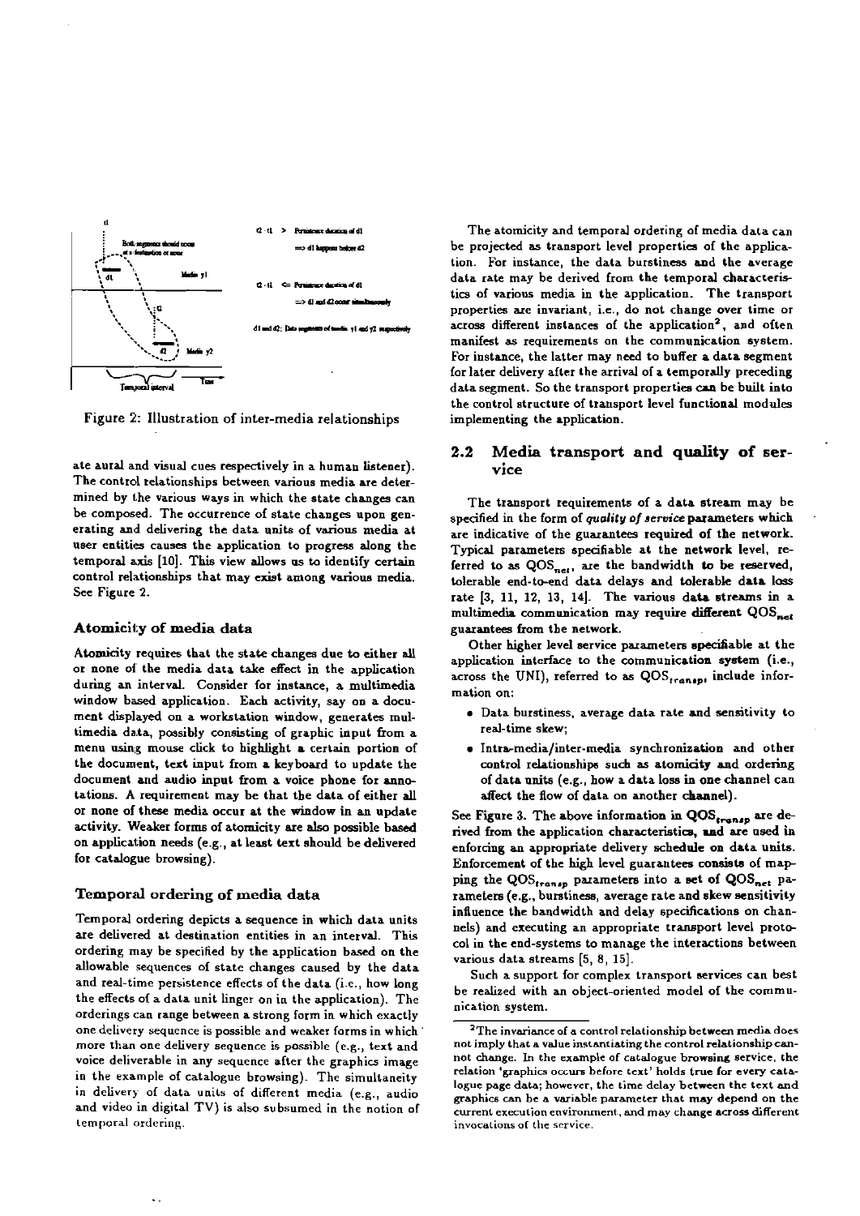Figure 2: Illustration of inter-media relationships

ate aural and visual cues respectively in a human listener). The control relationships between various media are determined by the various ways in which the state changes can be composed. The occurrence of state changes upon generating and delivering the data units of various media at user entities causes the application to progress along the temporal axis [10]. This view allows us to identify certain control relationships that may exist among various media. See Figure 2.

### Atomicity of media data

Atomicity requires that the state changes due to either all or none of the media data take effect in the application during an interval. Consider for instance, a multimedia window based application. Each activity, say on a document displayed on a workstation window, generates multimedia data, possibly consisting of graphic input from a menu using mouse click to highlight a certain portion of the document, text input from a keyboard to update the document and audio input from a voice phone for annotations. A requirement may be that the data of either all or none of these media occur at the window in an update activity. Weaker forms of atomicity are also possible based on application needs (e.g., at least text should be delivered for catalogue browsing).

### Temporal ordering of media data

Temporal ordering depicts a sequence in which data units are delivered at destination entities in an interval. This ordering may be specified by the application based on the allowable sequences of state changes caused by the data and real-time persistence effects of the data (i.e., how long the effects of a data unit linger on in the application). The orderings can range between a strong form in which exactly one delivery sequence is possible and weaker forms in which more than one delivery sequence is possible (e.g., text and voice deliverable in any sequence after the graphics image in the example of catalogue browsing). The simultaneity in delivery of data units of different media (e.g., audio and video in digital TV) is also subsumed in the notion of temporal ordering.

The atomicity and temporal ordering of media data can be projected as transport level properties of the application. For instance, the data burstiness and the average data rate may be derived from the temporal characteristics of various media in the application. The transport properties are invariant, i.e., do not change over time or across different instances of the application[2], and often manifest as requirements on the communication system. For instance, the latter may need to buffer a data segment for later delivery after the arrival of a temporally preceding data segment. So the transport properties can be built into the control structure of transport level functional modules implementing the application.

## 2.2 Media transport and quality of service

The transport requirements of a data stream may be specified in the form of *quality of service* parameters which are indicative of the guarantees required of the network. Typical parameters specifiable at the network level, referred to as $QOS_{net}$, are the bandwidth to be reserved, tolerable end-to-end data delays and tolerable data loss rate [3, 11, 12, 13, 14]. The various data streams in a multimedia communication may require different $QOS_{net}$ guarantees from the network.

Other higher level service parameters specifiable at the application interface to the communication system (i.e., across the UNI), referred to as $QOS_{transp}$, include information on:

- Data burstiness, average data rate and sensitivity to real-time skew;
- Intra-media/inter-media synchronization and other control relationships such as atomicity and ordering of data units (e.g., how a data loss in one channel can affect the flow of data on another channel).

See Figure 3. The above information in $QOS_{transp}$ are derived from the application characteristics, and are used in enforcing an appropriate delivery schedule on data units. Enforcement of the high level guarantees consists of mapping the $QOS_{transp}$ parameters into a set of $QOS_{net}$ parameters (e.g., burstiness, average rate and skew sensitivity influence the bandwidth and delay specifications on channels) and executing an appropriate transport level protocol in the end-systems to manage the interactions between various data streams [5, 8, 15].

Such a support for complex transport services can best be realized with an object-oriented model of the communication system.

---

[2] The invariance of a control relationship between media does not imply that a value instantiating the control relationship cannot change. In the example of catalogue browsing service, the relation 'graphics occurs before text' holds true for every catalogue page data; however, the time delay between the text and graphics can be a variable parameter that may depend on the current execution environment, and may change across different invocations of the service.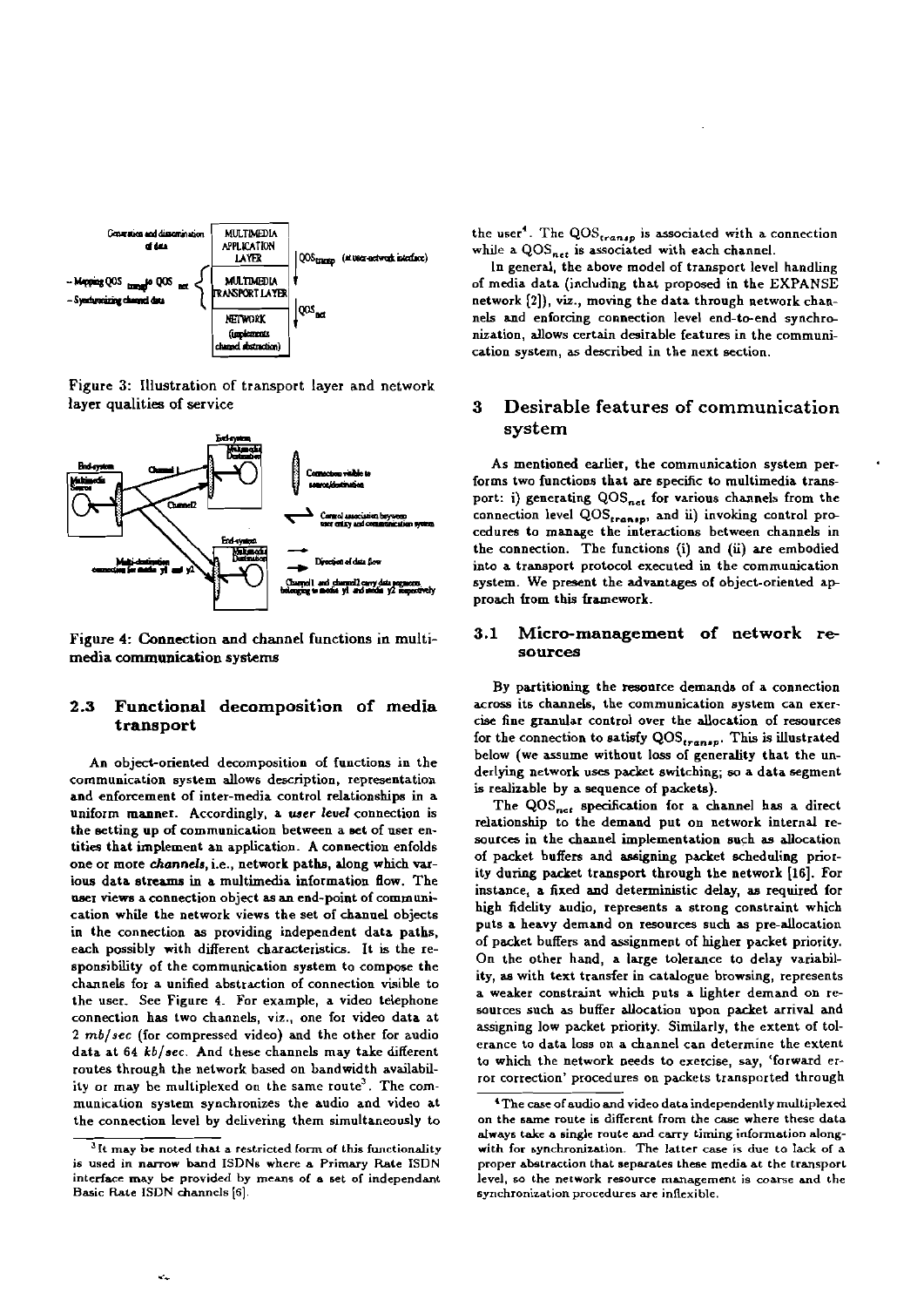Figure 3: Illustration of transport layer and network layer qualities of service

Figure 4: Connection and channel functions in multimedia communication systems

### 2.3 Functional decomposition of media transport

An object-oriented decomposition of functions in the communication system allows description, representation and enforcement of inter-media control relationships in a uniform manner. Accordingly, a *user level* connection is the setting up of communication between a set of user entities that implement an application. A connection enfolds one or more *channels*, i.e., network paths, along which various data streams in a multimedia information flow. The user views a connection object as an end-point of communication while the network views the set of channel objects in the connection as providing independent data paths, each possibly with different characteristics. It is the responsibility of the communication system to compose the channels for a unified abstraction of connection visible to the user. See Figure 4. For example, a video telephone connection has two channels, viz., one for video data at 2 *mb/sec* (for compressed video) and the other for audio data at 64 *kb/sec*. And these channels may take different routes through the network based on bandwidth availability or may be multiplexed on the same route[3]. The communication system synchronizes the audio and video at the connection level by delivering them simultaneously to the user[4]. The $QOS_{transp}$ is associated with a connection while a $QOS_{net}$ is associated with each channel.

In general, the above model of transport level handling of media data (including that proposed in the EXPANSE network [2]), viz., moving the data through network channels and enforcing connection level end-to-end synchronization, allows certain desirable features in the communication system, as described in the next section.

## 3 Desirable features of communication system

As mentioned earlier, the communication system performs two functions that are specific to multimedia transport: i) generating $QOS_{net}$ for various channels from the connection level $QOS_{transp}$, and ii) invoking control procedures to manage the interactions between channels in the connection. The functions (i) and (ii) are embodied into a transport protocol executed in the communication system. We present the advantages of object-oriented approach from this framework.

### 3.1 Micro-management of network resources

By partitioning the resource demands of a connection across its channels, the communication system can exercise fine granular control over the allocation of resources for the connection to satisfy $QOS_{transp}$. This is illustrated below (we assume without loss of generality that the underlying network uses packet switching; so a data segment is realizable by a sequence of packets).

The $QOS_{net}$ specification for a channel has a direct relationship to the demand put on network internal resources in the channel implementation such as allocation of packet buffers and assigning packet scheduling priority during packet transport through the network [16]. For instance, a fixed and deterministic delay, as required for high fidelity audio, represents a strong constraint which puts a heavy demand on resources such as pre-allocation of packet buffers and assignment of higher packet priority. On the other hand, a large tolerance to delay variability, as with text transfer in catalogue browsing, represents a weaker constraint which puts a lighter demand on resources such as buffer allocation upon packet arrival and assigning low packet priority. Similarly, the extent of tolerance to data loss on a channel can determine the extent to which the network needs to exercise, say, 'forward error correction' procedures on packets transported through

[3] It may be noted that a restricted form of this functionality is used in narrow band ISDNs where a Primary Rate ISDN interface may be provided by means of a set of independant Basic Rate ISDN channels [6].

[4] The case of audio and video data independently multiplexed on the same route is different from the case where these data always take a single route and carry timing information alongwith for synchronization. The latter case is due to lack of a proper abstraction that separates these media at the transport level, so the network resource management is coarse and the synchronization procedures are inflexible.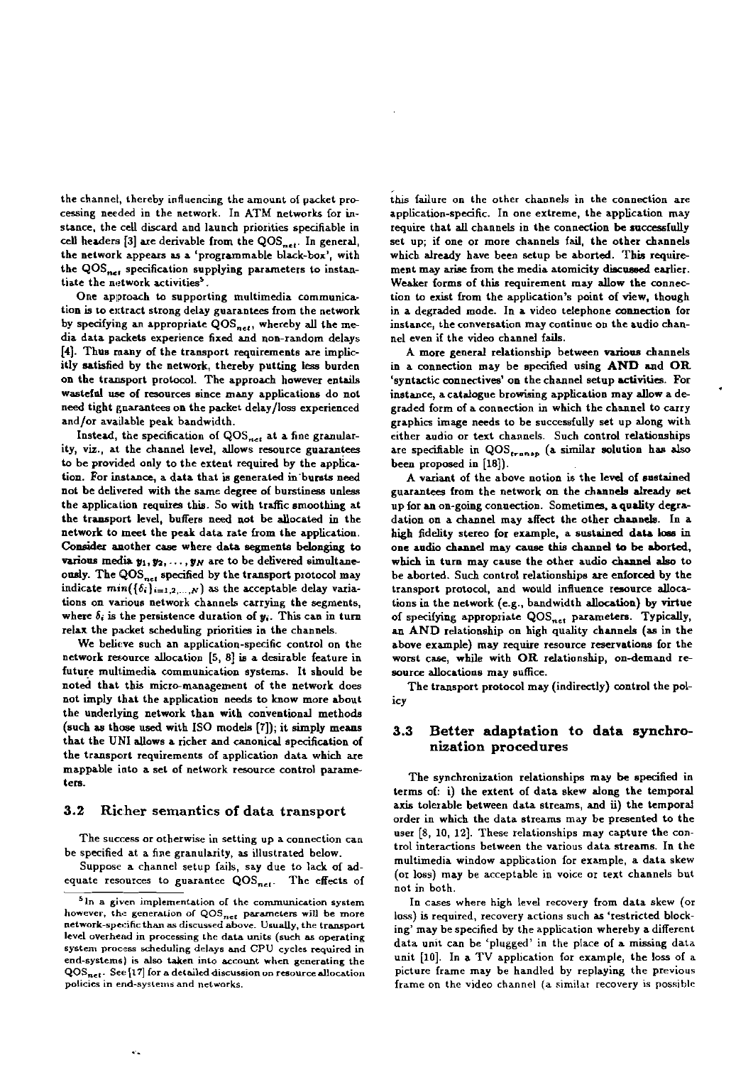the channel, thereby influencing the amount of packet processing needed in the network. In ATM networks for instance, the cell discard and launch priorities specifiable in cell headers [3] are derivable from the $QOS_{net}$. In general, the network appears as a 'programmable black-box', with the $QOS_{net}$ specification supplying parameters to instantiate the network activities[5].

One approach to supporting multimedia communication is to extract strong delay guarantees from the network by specifying an appropriate $QOS_{net}$, whereby all the media data packets experience fixed and non-random delays [4]. Thus many of the transport requirements are implicitly satisfied by the network, thereby putting less burden on the transport protocol. The approach however entails wasteful use of resources since many applications do not need tight guarantees on the packet delay/loss experienced and/or available peak bandwidth.

Instead, the specification of $QOS_{net}$ at a fine granularity, viz., at the channel level, allows resource guarantees to be provided only to the extent required by the application. For instance, a data that is generated in bursts need not be delivered with the same degree of burstiness unless the application requires this. So with traffic smoothing at the transport level, buffers need not be allocated in the network to meet the peak data rate from the application. Consider another case where data segments belonging to various media $y_1, y_2, \ldots, y_N$ are to be delivered simultaneously. The $QOS_{net}$ specified by the transport protocol may indicate $min(\{\delta_i\}_{i=1,2,\ldots,N})$ as the acceptable delay variations on various network channels carrying the segments, where $\delta_i$ is the persistence duration of $y_i$. This can in turn relax the packet scheduling priorities in the channels.

We believe such an application-specific control on the network resource allocation [5, 8] is a desirable feature in future multimedia communication systems. It should be noted that this micro-management of the network does not imply that the application needs to know more about the underlying network than with conventional methods (such as those used with ISO models [7]); it simply means that the UNI allows a richer and canonical specification of the transport requirements of application data which are mappable into a set of network resource control parameters.

### 3.2 Richer semantics of data transport

The success or otherwise in setting up a connection can be specified at a fine granularity, as illustrated below.

Suppose a channel setup fails, say due to lack of adequate resources to guarantee $QOS_{net}$. The effects of this failure on the other channels in the connection are application-specific. In one extreme, the application may require that all channels in the connection be successfully set up; if one or more channels fail, the other channels which already have been setup be aborted. This requirement may arise from the media atomicity discussed earlier. Weaker forms of this requirement may allow the connection to exist from the application's point of view, though in a degraded mode. In a video telephone connection for instance, the conversation may continue on the audio channel even if the video channel fails.

A more general relationship between various channels in a connection may be specified using **AND** and **OR** 'syntactic connectives' on the channel setup activities. For instance, a catalogue browsing application may allow a degraded form of a connection in which the channel to carry graphics image needs to be successfully set up along with either audio or text channels. Such control relationships are specifiable in $QOS_{transp}$ (a similar solution has also been proposed in [18]).

A variant of the above notion is the level of sustained guarantees from the network on the channels already set up for an on-going connection. Sometimes, a quality degradation on a channel may affect the other channels. In a high fidelity stereo for example, a sustained data loss in one audio channel may cause this channel to be aborted, which in turn may cause the other audio channel also to be aborted. Such control relationships are enforced by the transport protocol, and would influence resource allocations in the network (e.g., bandwidth allocation) by virtue of specifying appropriate $QOS_{net}$ parameters. Typically, an **AND** relationship on high quality channels (as in the above example) may require resource reservations for the worst case, while with **OR** relationship, on-demand resource allocations may suffice.

The transport protocol may (indirectly) control the policy

### 3.3 Better adaptation to data synchronization procedures

The synchronization relationships may be specified in terms of: i) the extent of data skew along the temporal axis tolerable between data streams, and ii) the temporal order in which the data streams may be presented to the user [8, 10, 12]. These relationships may capture the control interactions between the various data streams. In the multimedia window application for example, a data skew (or loss) may be acceptable in voice or text channels but not in both.

In cases where high level recovery from data skew (or loss) is required, recovery actions such as 'restricted blocking' may be specified by the application whereby a different data unit can be 'plugged' in the place of a missing data unit [10]. In a TV application for example, the loss of a picture frame may be handled by replaying the previous frame on the video channel (a similar recovery is possible

[5] In a given implementation of the communication system however, the generation of $QOS_{net}$ parameters will be more network-specific than as discussed above. Usually, the transport level overhead in processing the data units (such as operating system process scheduling delays and CPU cycles required in end-systems) is also taken into account when generating the $QOS_{net}$. See [17] for a detailed discussion on resource allocation policies in end-systems and networks.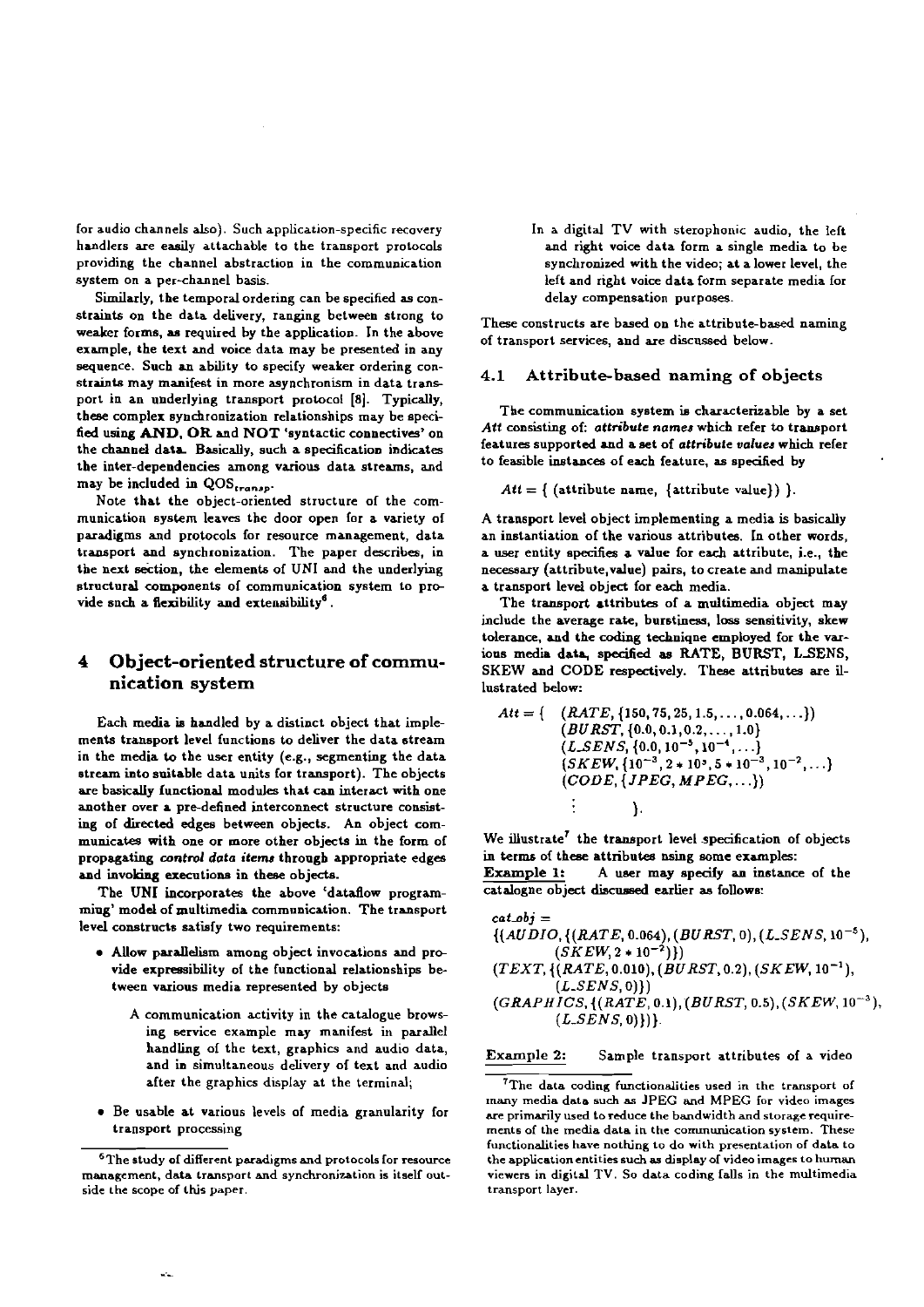for audio channels also). Such application-specific recovery handlers are easily attachable to the transport protocols providing the channel abstraction in the communication system on a per-channel basis.

Similarly, the temporal ordering can be specified as constraints on the data delivery, ranging between strong to weaker forms, as required by the application. In the above example, the text and voice data may be presented in any sequence. Such an ability to specify weaker ordering constraints may manifest in more asynchronism in data transport in an underlying transport protocol [8]. Typically, these complex synchronization relationships may be specified using **AND**, **OR** and **NOT** 'syntactic connectives' on the channel data. Basically, such a specification indicates the inter-dependencies among various data streams, and may be included in $QOS_{transp}$.

Note that the object-oriented structure of the communication system leaves the door open for a variety of paradigms and protocols for resource management, data transport and synchronization. The paper describes, in the next section, the elements of UNI and the underlying structural components of communication system to provide such a flexibility and extensibility[6].

## 4 Object-oriented structure of communication system

Each media is handled by a distinct object that implements transport level functions to deliver the data stream in the media to the user entity (e.g., segmenting the data stream into suitable data units for transport). The objects are basically functional modules that can interact with one another over a pre-defined interconnect structure consisting of directed edges between objects. An object communicates with one or more other objects in the form of propagating *control data items* through appropriate edges and invoking executions in these objects.

The UNI incorporates the above 'dataflow programming' model of multimedia communication. The transport level constructs satisfy two requirements:

- Allow parallelism among object invocations and provide expressibility of the functional relationships between various media represented by objects

  A communication activity in the catalogue browsing service example may manifest in parallel handling of the text, graphics and audio data, and in simultaneous delivery of text and audio after the graphics display at the terminal;

- Be usable at various levels of media granularity for transport processing

  In a digital TV with sterophonic audio, the left and right voice data form a single media to be synchronized with the video; at a lower level, the left and right voice data form separate media for delay compensation purposes.

These constructs are based on the attribute-based naming of transport services, and are discussed below.

### 4.1 Attribute-based naming of objects

The communication system is characterizable by a set *Att* consisting of: *attribute names* which refer to transport features supported and a set of *attribute values* which refer to feasible instances of each feature, as specified by

$$Att = \{ \text{(attribute name, \{attribute value\})} \}.$$

A transport level object implementing a media is basically an instantiation of the various attributes. In other words, a user entity specifies a value for each attribute, i.e., the necessary (attribute,value) pairs, to create and manipulate a transport level object for each media.

The transport attributes of a multimedia object may include the average rate, burstiness, loss sensitivity, skew tolerance, and the coding techniqne employed for the various media data, specified as RATE, BURST, L_SENS, SKEW and CODE respectively. These attributes are illustrated below:

$$\begin{aligned} Att = \{ \quad & (RATE, \{150, 75, 25, 1.5, \ldots, 0.064, \ldots\}) \\ & (BURST, \{0.0, 0.1, 0.2, \ldots, 1.0\} \\ & (L\_SENS, \{0.0, 10^{-5}, 10^{-4}, \ldots\} \\ & (SKEW, \{10^{-3}, 2*10^{3}, 5*10^{-3}, 10^{-2}, \ldots\} \\ & (CODE, \{JPEG, MPEG, \ldots\}) \\ & \quad \vdots \qquad \qquad \}. \end{aligned}$$

We illustrate[7] the transport level specification of objects in terms of these attributes nsing some examples:

Example 1: A user may specify an instance of the catalogue object discussed earlier as follows:

$$\begin{aligned} & cat\_obj = \\ & \{(AUDIO, \{(RATE, 0.064), (BURST, 0), (L\_SENS, 10^{-5}), \\ & \qquad (SKEW, 2*10^{-2})\}) \\ & (TEXT, \{(RATE, 0.010), (BURST, 0.2), (SKEW, 10^{-1}), \\ & \qquad (L\_SENS, 0)\}) \\ & (GRAPHICS, \{(RATE, 0.1), (BURST, 0.5), (SKEW, 10^{-3}), \\ & \qquad (L\_SENS, 0)\})\}. \end{aligned}$$

Example 2: Sample transport attributes of a video

[6] The study of different paradigms and protocols for resource management, data transport and synchronization is itself outside the scope of this paper.

[7] The data coding functionalities used in the transport of many media data such as JPEG and MPEG for video images are primarily used to reduce the bandwidth and storage requirements of the media data in the communication system. These functionalities have nothing to do with presentation of data to the application entities such as display of video images to human viewers in digital TV. So data coding falls in the multimedia transport layer.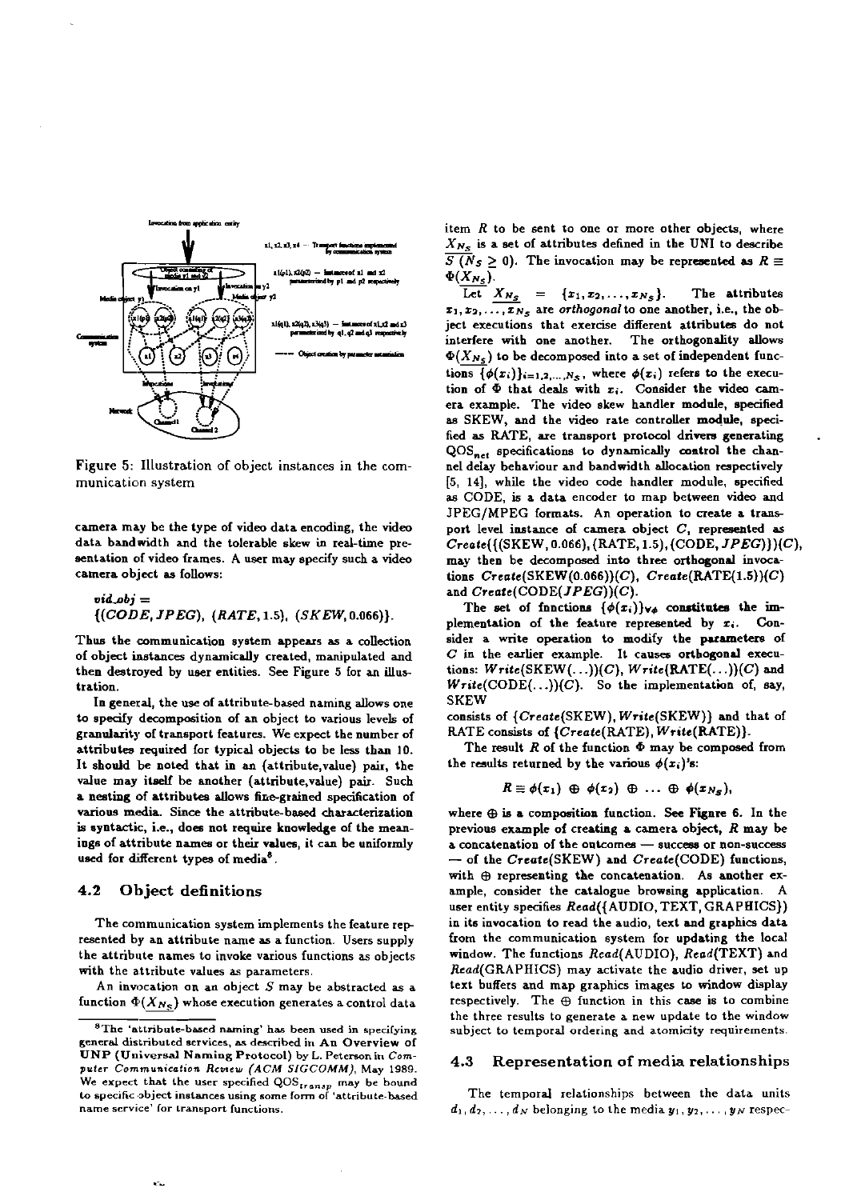Figure 5: Illustration of object instances in the communication system

camera may be the type of video data encoding, the video data bandwidth and the tolerable skew in real-time presentation of video frames. A user may specify such a video camera object as follows:

$vid\_obj =$
$\{(CODE, JPEG),\ (RATE, 1.5),\ (SKEW, 0.066)\}$.

Thus the communication system appears as a collection of object instances dynamically created, manipulated and then destroyed by user entities. See Figure 5 for an illustration.

In general, the use of attribute-based naming allows one to specify decomposition of an object to various levels of granularity of transport features. We expect the number of attributes required for typical objects to be less than 10. It should be noted that in an (attribute,value) pair, the value may itself be another (attribute,value) pair. Such a nesting of attributes allows fine-grained specification of various media. Since the attribute-based characterization is syntactic, i.e., does not require knowledge of the meanings of attribute names or their values, it can be uniformly used for different types of media[8].

### 4.2 Object definitions

The communication system implements the feature represented by an attribute name as a function. Users supply the attribute names to invoke various functions as objects with the attribute values as parameters.

An invocation on an object $S$ may be abstracted as a function $\Phi(\underline{X_{N_S}})$ whose execution generates a control data item $R$ to be sent to one or more other objects, where $\underline{X_{N_S}}$ is a set of attributes defined in the UNI to describe $\overline{S}$ ($N_S \geq 0$). The invocation may be represented as $R \equiv \Phi(\underline{X_{N_S}})$.

Let $\underline{X_{N_S}} = \{x_1, x_2, \ldots, x_{N_S}\}$. The attributes $x_1, x_2, \ldots, x_{N_S}$ are *orthogonal* to one another, i.e., the object executions that exercise different attributes do not interfere with one another. The orthogonality allows $\Phi(\underline{X_{N_S}})$ to be decomposed into a set of independent functions $\{\phi(x_i)\}_{i=1,2,\ldots,N_S}$, where $\phi(x_i)$ refers to the execution of $\Phi$ that deals with $x_i$. Consider the video camera example. The video skew handler module, specified as SKEW, and the video rate controller module, specified as RATE, are transport protocol drivers generating $QOS_{net}$ specifications to dynamically control the channel delay behaviour and bandwidth allocation respectively [5, 14], while the video code handler module, specified as CODE, is a data encoder to map between video and JPEG/MPEG formats. An operation to create a transport level instance of camera object $C$, represented as $Create(\{(\text{SKEW}, 0.066), (\text{RATE}, 1.5), (\text{CODE}, JPEG)\})(C)$, may then be decomposed into three orthogonal invocations $Create(\text{SKEW}(0.066))(C)$, $Create(\text{RATE}(1.5))(C)$ and $Create(\text{CODE}(JPEG))(C)$.

The set of functions $\{\phi(x_i)\}_{\forall\phi}$ constitutes the implementation of the feature represented by $x_i$. Consider a write operation to modify the parameters of $C$ in the earlier example. It causes orthogonal executions: $Write(\text{SKEW}(\ldots))(C)$, $Write(\text{RATE}(\ldots))(C)$ and $Write(\text{CODE}(\ldots))(C)$. So the implementation of, say, SKEW consists of $\{Create(\text{SKEW}), Write(\text{SKEW})\}$ and that of RATE consists of $\{Create(\text{RATE}), Write(\text{RATE})\}$.

The result $R$ of the function $\Phi$ may be composed from the results returned by the various $\phi(x_i)$'s:

$$R \equiv \phi(x_1) \oplus \phi(x_2) \oplus \ldots \oplus \phi(x_{N_S}),$$

where $\oplus$ is a composition function. See Figure 6. In the previous example of creating a camera object, $R$ may be a concatenation of the outcomes — success or non-success — of the $Create(\text{SKEW})$ and $Create(\text{CODE})$ functions, with $\oplus$ representing the concatenation. As another example, consider the catalogue browsing application. A user entity specifies $Read(\{\text{AUDIO}, \text{TEXT}, \text{GRAPHICS}\})$ in its invocation to read the audio, text and graphics data from the communication system for updating the local window. The functions $Read(\text{AUDIO})$, $Read(\text{TEXT})$ and $Read(\text{GRAPHICS})$ may activate the audio driver, set up text buffers and map graphics images to window display respectively. The $\oplus$ function in this case is to combine the three results to generate a new update to the window subject to temporal ordering and atomicity requirements.

### 4.3 Representation of media relationships

The temporal relationships between the data units $d_1, d_2, \ldots, d_N$ belonging to the media $y_1, y_2, \ldots, y_N$ respec-

[8] The 'attribute-based naming' has been used in specifying general distributed services, as described in **An Overview of UNP (Universal Naming Protocol)** by L. Peterson in *Computer Communication Review (ACM SIGCOMM)*, May 1989. We expect that the user specified $QOS_{transp}$ may be bound to specific object instances using some form of 'attribute-based name service' for transport functions.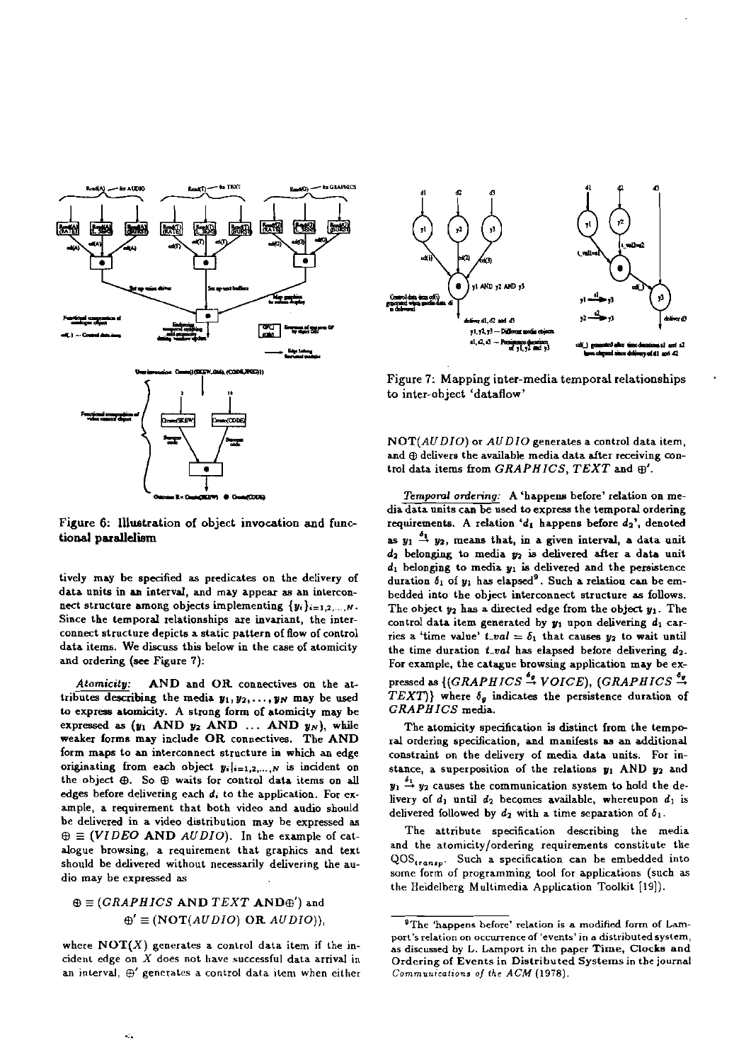Figure 6: Illustration of object invocation and functional parallelism

tively may be specified as predicates on the delivery of data units in an interval, and may appear as an interconnect structure among objects implementing $\{y_i\}_{i=1,2,\ldots,N}$. Since the temporal relationships are invariant, the interconnect structure depicts a static pattern of flow of control data items. We discuss this below in the case of atomicity and ordering (see Figure 7):

*Atomicity:* AND and OR connectives on the attributes describing the media $y_1, y_2, \ldots, y_N$ may be used to express atomicity. A strong form of atomicity may be expressed as ($y_1$ **AND** $y_2$ **AND** ... **AND** $y_N$), while weaker forms may include **OR** connectives. The **AND** form maps to an interconnect structure in which an edge originating from each object $y_i|_{i=1,2,\ldots,N}$ is incident on the object $\oplus$. So $\oplus$ waits for control data items on all edges before delivering each $d_i$ to the application. For example, a requirement that both video and audio should be delivered in a video distribution may be expressed as $\oplus \equiv (VIDEO$ **AND** $AUDIO)$. In the example of catalogue browsing, a requirement that graphics and text should be delivered without necessarily delivering the audio may be expressed as

$$\oplus \equiv (GRAPHICS \textbf{ AND } TEXT \textbf{ AND} \oplus') \text{ and}$$
$$\oplus' \equiv (\textbf{NOT}(AUDIO) \textbf{ OR } AUDIO)),$$

where **NOT**$(X)$ generates a control data item if the incident edge on $X$ does not have successful data arrival in an interval, $\oplus'$ generates a control data item when either

Figure 7: Mapping inter-media temporal relationships to inter-object 'dataflow'

NOT$(AUDIO)$ or $AUDIO$ generates a control data item, and $\oplus$ delivers the available media data after receiving control data items from $GRAPHICS$, $TEXT$ and $\oplus'$.

*Temporal ordering:* A 'happens before' relation on media data units can be used to express the temporal ordering requirements. A relation '$d_1$ happens before $d_2$', denoted as $y_1 \xrightarrow{\delta_1} y_2$, means that, in a given interval, a data unit $d_2$ belonging to media $y_2$ is delivered after a data unit $d_1$ belonging to media $y_1$ is delivered and the persistence duration $\delta_1$ of $y_1$ has elapsed[9]. Such a relation can be embedded into the object interconnect structure as follows. The object $y_2$ has a directed edge from the object $y_1$. The control data item generated by $y_1$ upon delivering $d_1$ carries a 'time value' $t\_val = \delta_1$ that causes $y_2$ to wait until the time duration $t\_val$ has elapsed before delivering $d_2$. For example, the catague browsing application may be expressed as $\{(GRAPHICS \xrightarrow{\delta_g} VOICE), (GRAPHICS \xrightarrow{\delta_g} TEXT)\}$ where $\delta_g$ indicates the persistence duration of $GRAPHICS$ media.

The atomicity specification is distinct from the temporal ordering specification, and manifests as an additional constraint on the delivery of media data units. For instance, a superposition of the relations $y_1$ **AND** $y_2$ and $y_1 \xrightarrow{\delta_1} y_2$ causes the communication system to hold the delivery of $d_1$ until $d_2$ becomes available, whereupon $d_1$ is delivered followed by $d_2$ with a time separation of $\delta_1$.

The attribute specification describing the media and the atomicity/ordering requirements constitute the $QOS_{transp}$. Such a specification can be embedded into some form of programming tool for applications (such as the Heidelberg Multimedia Application Toolkit [19]).

[9] The 'happens before' relation is a modified form of Lamport's relation on occurrence of 'events' in a distributed system, as discussed by L. Lamport in the paper **Time, Clocks and Ordering of Events in Distributed Systems** in the journal *Communications of the ACM* (1978).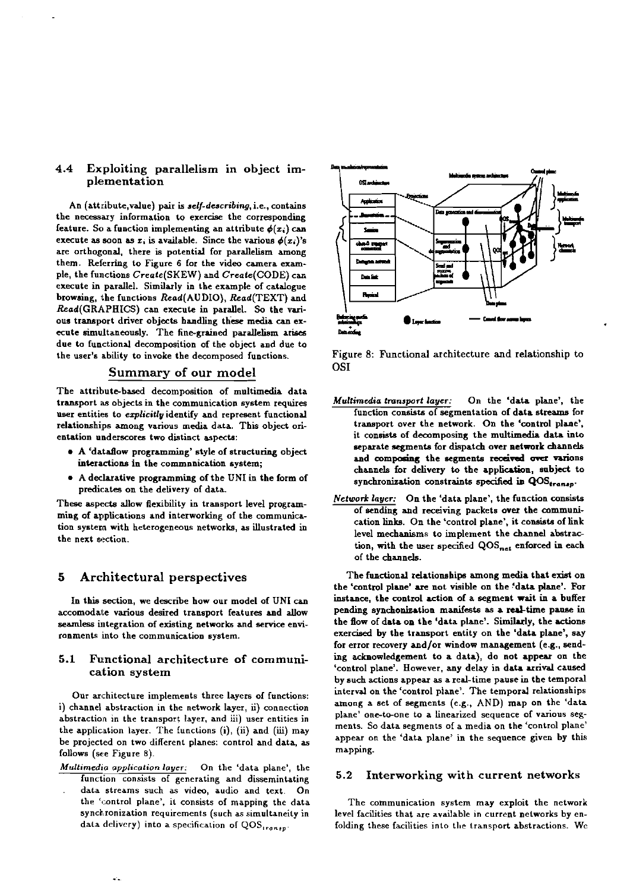## 4.4 Exploiting parallelism in object implementation

An (attribute,value) pair is *self-describing*, i.e., contains the necessary information to exercise the corresponding feature. So a function implementing an attribute $\phi(x_i)$ can execute as soon as $x_i$ is available. Since the various $\phi(x_i)$'s are orthogonal, there is potential for parallelism among them. Referring to Figure 6 for the video camera example, the functions *Create*(SKEW) and *Create*(CODE) can execute in parallel. Similarly in the example of catalogue browsing, the functions *Read*(AUDIO), *Read*(TEXT) and *Read*(GRAPHICS) can execute in parallel. So the various transport driver objects handling these media can execute simultaneously. The fine-grained parallelism arises due to functional decomposition of the object and due to the user's ability to invoke the decomposed functions.

### Summary of our model

The attribute-based decomposition of multimedia data transport as objects in the communication system requires user entities to *explicitly* identify and represent functional relationships among various media data. This object orientation underscores two distinct aspects:

- A 'dataflow programming' style of structuring object interactions in the communication system;
- A declarative programming of the UNI in the form of predicates on the delivery of data.

These aspects allow flexibility in transport level programming of applications and interworking of the communication system with heterogeneous networks, as illustrated in the next section.

# 5 Architectural perspectives

In this section, we describe how our model of UNI can accomodate various desired transport features and allow seamless integration of existing networks and service environments into the communication system.

## 5.1 Functional architecture of communication system

Our architecture implements three layers of functions: i) channel abstraction in the network layer, ii) connection abstraction in the transport layer, and iii) user entities in the application layer. The functions (i), (ii) and (iii) may be projected on two different planes: control and data, as follows (see Figure 8).

*Multimedia application layer:* On the 'data plane', the function consists of generating and dissemintating data streams such as video, audio and text. On the 'control plane', it consists of mapping the data synchronization requirements (such as simultaneity in data delivery) into a specification of $\text{QOS}_{transp}$.

Figure 8: Functional architecture and relationship to OSI

*Multimedia transport layer:* On the 'data plane', the function consists of segmentation of data streams for transport over the network. On the 'control plane', it consists of decomposing the multimedia data into separate segments for dispatch over network channels and composing the segments received over various channels for delivery to the application, subject to synchronization constraints specified in $\text{QOS}_{transp}$.

*Network layer:* On the 'data plane', the function consists of sending and receiving packets over the communication links. On the 'control plane', it consists of link level mechanisms to implement the channel abstraction, with the user specified $\text{QOS}_{net}$ enforced in each of the channels.

The functional relationships among media that exist on the 'control plane' are not visible on the 'data plane'. For instance, the control action of a segment wait in a buffer pending synchonization manifests as a real-time pause in the flow of data on the 'data plane'. Similarly, the actions exercised by the transport entity on the 'data plane', say for error recovery and/or window management (e.g., sending acknowledgement to a data), do not appear on the 'control plane'. However, any delay in data arrival caused by such actions appear as a real-time pause in the temporal interval on the 'control plane'. The temporal relationships among a set of segments (e.g., AND) map on the 'data plane' one-to-one to a linearized sequence of various segments. So data segments of a media on the 'control plane' appear on the 'data plane' in the sequence given by this mapping.

## 5.2 Interworking with current networks

The communication system may exploit the network level facilities that are available in current networks by enfolding these facilities into the transport abstractions. We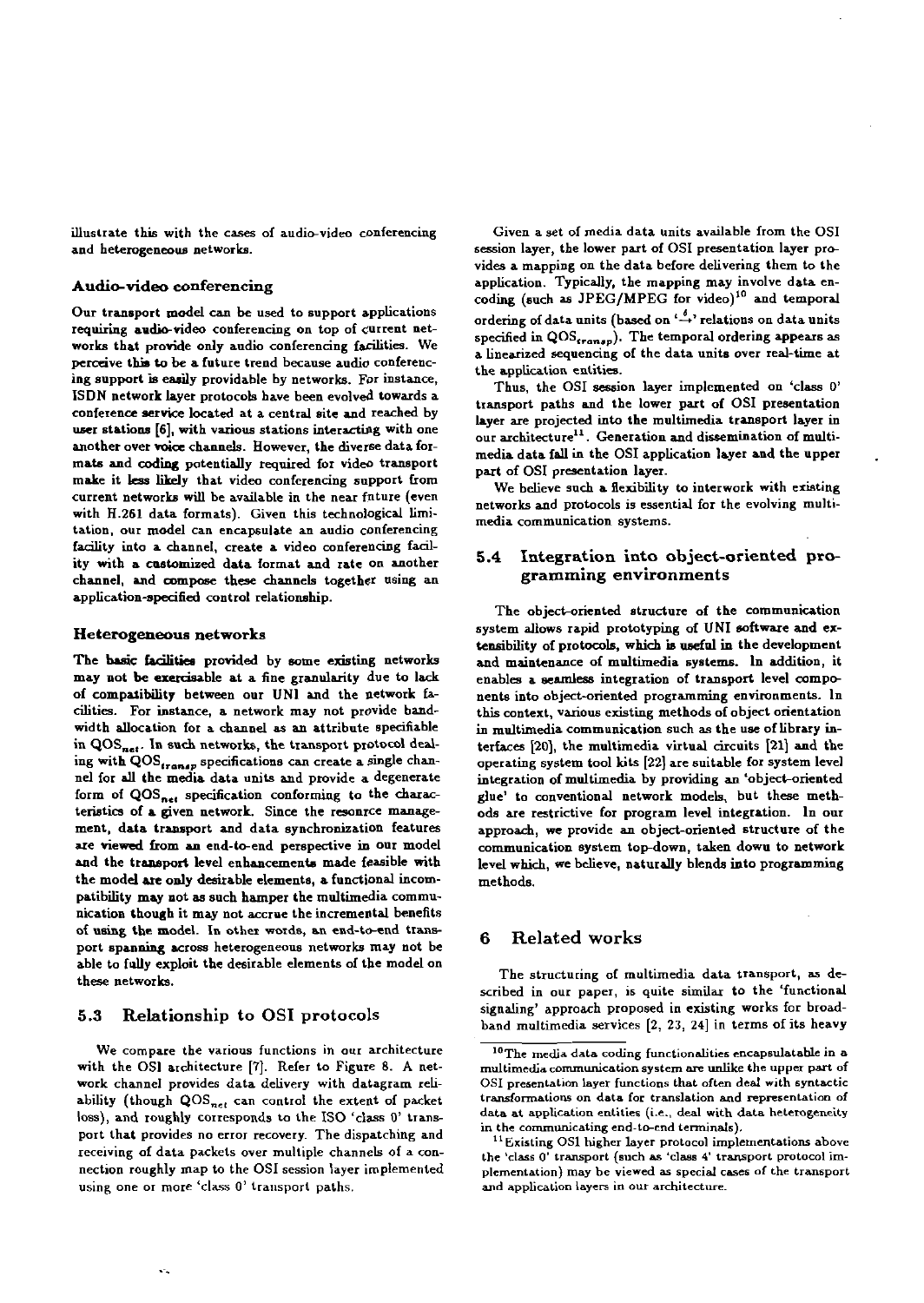illustrate this with the cases of audio-video conferencing and heterogeneous networks.

### Audio-video conferencing

Our transport model can be used to support applications requiring audio-video conferencing on top of current networks that provide only audio conferencing facilities. We perceive this to be a future trend because audio conferencing support is easily providable by networks. For instance, ISDN network layer protocols have been evolved towards a conference service located at a central site and reached by user stations [6], with various stations interacting with one another over voice channels. However, the diverse data formats and coding potentially required for video transport make it less likely that video conferencing support from current networks will be available in the near future (even with H.261 data formats). Given this technological limitation, our model can encapsulate an audio conferencing facility into a channel, create a video conferencing facility with a customized data format and rate on another channel, and compose these channels together using an application-specified control relationship.

### Heterogeneous networks

The basic facilities provided by some existing networks may not be exercisable at a fine granularity due to lack of compatibility between our UNI and the network facilities. For instance, a network may not provide bandwidth allocation for a channel as an attribute specifiable in $QOS_{net}$. In such networks, the transport protocol dealing with $QOS_{transp}$ specifications can create a single channel for all the media data units and provide a degenerate form of $QOS_{net}$ specification conforming to the characteristics of a given network. Since the resource management, data transport and data synchronization features are viewed from an end-to-end perspective in our model and the transport level enhancements made feasible with the model are only desirable elements, a functional incompatibility may not as such hamper the multimedia communication though it may not accrue the incremental benefits of using the model. In other words, an end-to-end transport spanning across heterogeneous networks may not be able to fully exploit the desirable elements of the model on these networks.

## 5.3 Relationship to OSI protocols

We compare the various functions in our architecture with the OSI architecture [7]. Refer to Figure 8. A network channel provides data delivery with datagram reliability (though $QOS_{net}$ can control the extent of packet loss), and roughly corresponds to the ISO 'class 0' transport that provides no error recovery. The dispatching and receiving of data packets over multiple channels of a connection roughly map to the OSI session layer implemented using one or more 'class 0' transport paths.

Given a set of media data units available from the OSI session layer, the lower part of OSI presentation layer provides a mapping on the data before delivering them to the application. Typically, the mapping may involve data encoding (such as JPEG/MPEG for video)[10] and temporal ordering of data units (based on '$\xrightarrow{\delta}$' relations on data units specified in $QOS_{transp}$). The temporal ordering appears as a linearized sequencing of the data units over real-time at the application entities.

Thus, the OSI session layer implemented on 'class 0' transport paths and the lower part of OSI presentation layer are projected into the multimedia transport layer in our architecture[11]. Generation and dissemination of multimedia data fall in the OSI application layer and the upper part of OSI presentation layer.

We believe such a flexibility to interwork with existing networks and protocols is essential for the evolving multimedia communication systems.

## 5.4 Integration into object-oriented programming environments

The object-oriented structure of the communication system allows rapid prototyping of UNI software and extensibility of protocols, which is useful in the development and maintenance of multimedia systems. In addition, it enables a seamless integration of transport level components into object-oriented programming environments. In this context, various existing methods of object orientation in multimedia communication such as the use of library interfaces [20], the multimedia virtual circuits [21] and the operating system tool kits [22] are suitable for system level integration of multimedia by providing an 'object-oriented glue' to conventional network models, but these methods are restrictive for program level integration. In our approach, we provide an object-oriented structure of the communication system top-down, taken down to network level which, we believe, naturally blends into programming methods.

# 6 Related works

The structuring of multimedia data transport, as described in our paper, is quite similar to the 'functional signaling' approach proposed in existing works for broadband multimedia services [2, 23, 24] in terms of its heavy

[10] The media data coding functionalities encapsulatable in a multimedia communication system are unlike the upper part of OSI presentation layer functions that often deal with syntactic transformations on data for translation and representation of data at application entities (i.e., deal with data heterogeneity in the communicating end-to-end terminals).

[11] Existing OSI higher layer protocol implementations above the 'class 0' transport (such as 'class 4' transport protocol implementation) may be viewed as special cases of the transport and application layers in our architecture.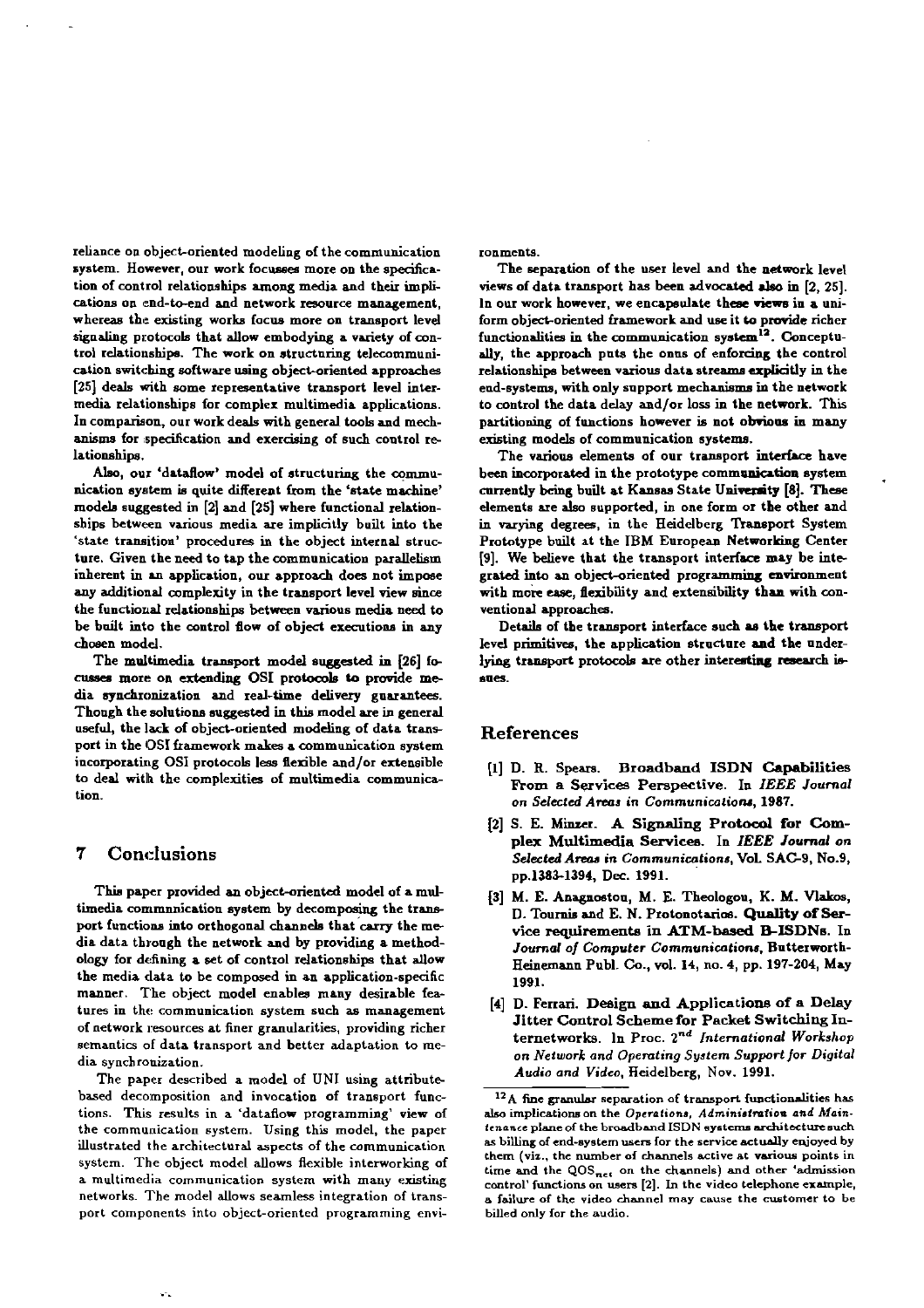reliance on object-oriented modeling of the communication system. However, our work focusses more on the specification of control relationships among media and their implications on end-to-end and network resource management, whereas the existing works focus more on transport level signaling protocols that allow embodying a variety of control relationships. The work on structuring telecommunication switching software using object-oriented approaches [25] deals with some representative transport level intermedia relationships for complex multimedia applications. In comparison, our work deals with general tools and mechanisms for specification and exercising of such control relationships.

Also, our 'dataflow' model of structuring the communication system is quite different from the 'state machine' models suggested in [2] and [25] where functional relationships between various media are implicitly built into the 'state transition' procedures in the object internal structure. Given the need to tap the communication parallelism inherent in an application, our approach does not impose any additional complexity in the transport level view since the functional relationships between various media need to be built into the control flow of object executions in any chosen model.

The multimedia transport model suggested in [26] focusses more on extending OSI protocols to provide media synchronization and real-time delivery guarantees. Though the solutions suggested in this model are in general useful, the lack of object-oriented modeling of data transport in the OSI framework makes a communication system incorporating OSI protocols less flexible and/or extensible to deal with the complexities of multimedia communication.

## 7 Conclusions

This paper provided an object-oriented model of a multimedia communication system by decomposing the transport functions into orthogonal channels that carry the media data through the network and by providing a methodology for defining a set of control relationships that allow the media data to be composed in an application-specific manner. The object model enables many desirable features in the communication system such as management of network resources at finer granularities, providing richer semantics of data transport and better adaptation to media synchronization.

The paper described a model of UNI using attribute-based decomposition and invocation of transport functions. This results in a 'dataflow programming' view of the communication system. Using this model, the paper illustrated the architectural aspects of the communication system. The object model allows flexible interworking of a multimedia communication system with many existing networks. The model allows seamless integration of transport components into object-oriented programming environments.

The separation of the user level and the network level views of data transport has been advocated also in [2, 25]. In our work however, we encapsulate these views in a uniform object-oriented framework and use it to provide richer functionalities in the communication system[12]. Conceptually, the approach puts the onus of enforcing the control relationships between various data streams explicitly in the end-systems, with only support mechanisms in the network to control the data delay and/or loss in the network. This partitioning of functions however is not obvious in many existing models of communication systems.

The various elements of our transport interface have been incorporated in the prototype communication system currently being built at Kansas State University [8]. These elements are also supported, in one form or the other and in varying degrees, in the Heidelberg Transport System Prototype built at the IBM European Networking Center [9]. We believe that the transport interface may be integrated into an object-oriented programming environment with more ease, flexibility and extensibility than with conventional approaches.

Details of the transport interface such as the transport level primitives, the application structure and the underlying transport protocols are other interesting research issues.

## References

[1] D. R. Spears. **Broadband ISDN Capabilities From a Services Perspective.** In *IEEE Journal on Selected Areas in Communications*, 1987.

[2] S. E. Minzer. **A Signaling Protocol for Complex Multimedia Services.** In *IEEE Journal on Selected Areas in Communications*, Vol. SAC-9, No.9, pp.1383-1394, Dec. 1991.

[3] M. E. Anagnostou, M. E. Theologou, K. M. Vlakos, D. Tournis and E. N. Protonotarios. **Quality of Service requirements in ATM-based B-ISDNs.** In *Journal of Computer Communications*, Butterworth-Heinemann Publ. Co., vol. 14, no. 4, pp. 197-204, May 1991.

[4] D. Ferrari. **Design and Applications of a Delay Jitter Control Scheme for Packet Switching Internetworks.** In Proc. $2^{nd}$ *International Workshop on Network and Operating System Support for Digital Audio and Video*, Heidelberg, Nov. 1991.

[12] A fine granular separation of transport functionalities has also implications on the *Operations, Administration and Maintenance* plane of the broadband ISDN systems architecture such as billing of end-system users for the service actually enjoyed by them (viz., the number of channels active at various points in time and the $QOS_{net}$ on the channels) and other 'admission control' functions on users [2]. In the video telephone example, a failure of the video channel may cause the customer to be billed only for the audio.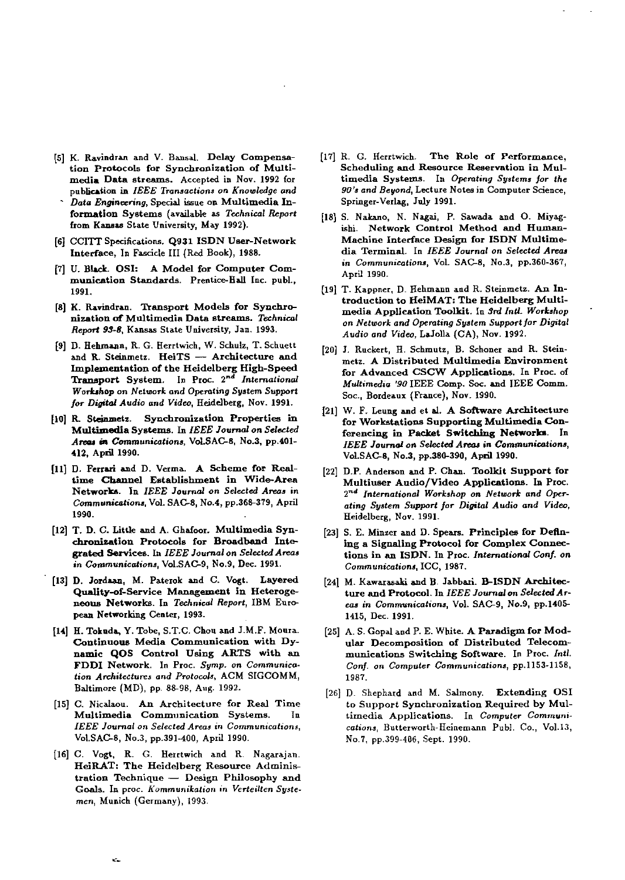[5] K. Ravindran and V. Bansal. **Delay Compensation Protocols for Synchronization of Multimedia Data streams.** Accepted in Nov. 1992 for publication in *IEEE Transactions on Knowledge and Data Engineering*, Special issue on **Multimedia Information Systems** (available as *Technical Report* from Kansas State University, May 1992).

[6] CCITT Specifications. **Q931 ISDN User-Network Interface**, In Fascicle III (Red Book), 1988.

[7] U. Black. **OSI: A Model for Computer Communication Standards.** Prentice-Hall Inc. publ., 1991.

[8] K. Ravindran. **Transport Models for Synchronization of Multimedia Data streams.** *Technical Report 93-8*, Kansas State University, Jan. 1993.

[9] D. Hehmann, R. G. Herrtwich, W. Schulz, T. Schuett and R. Steinmetz. **HeiTS — Architecture and Implementation of the Heidelberg High-Speed Transport System.** In Proc. $2^{nd}$ *International Workshop on Network and Operating System Support for Digital Audio and Video*, Heidelberg, Nov. 1991.

[10] R. Steinmetz. **Synchronization Properties in Multimedia Systems.** In *IEEE Journal on Selected Areas in Communications*, Vol.SAC-8, No.3, pp.401-412, April 1990.

[11] D. Ferrari and D. Verma. **A Scheme for Real-time Channel Establishment in Wide-Area Networks.** In *IEEE Journal on Selected Areas in Communications*, Vol. SAC-8, No.4, pp.368-379, April 1990.

[12] T. D. C. Little and A. Ghafoor. **Multimedia Synchronization Protocols for Broadband Integrated Services.** In *IEEE Journal on Selected Areas in Communications*, Vol.SAC-9, No.9, Dec. 1991.

[13] D. Jordaan, M. Paterok and C. Vogt. **Layered Quality-of-Service Management in Heterogeneous Networks.** In *Technical Report*, IBM European Networking Center, 1993.

[14] H. Tokuda, Y. Tobe, S.T.C. Chou and J.M.F. Moura. **Continuous Media Communication with Dynamic QOS Control Using ARTS with an FDDI Network.** In Proc. *Symp. on Communication Architectures and Protocols*, ACM SIGCOMM, Baltimore (MD), pp. 88-98, Aug. 1992.

[15] C. Nicalaou. **An Architecture for Real Time Multimedia Communication Systems.** In *IEEE Journal on Selected Areas in Communications*, Vol.SAC-8, No.3, pp.391-400, April 1990.

[16] C. Vogt, R. G. Herrtwich and R. Nagarajan. **HeiRAT: The Heidelberg Resource Administration Technique — Design Philosophy and Goals.** In proc. *Kommunikation in Verteilten Systemen*, Munich (Germany), 1993.

[17] R. G. Herrtwich. **The Role of Performance, Scheduling and Resource Reservation in Multimedia Systems.** In *Operating Systems for the 90's and Beyond*, Lecture Notes in Computer Science, Springer-Verlag, July 1991.

[18] S. Nakano, N. Nagai, P. Sawada and O. Miyagishi. **Network Control Method and Human-Machine Interface Design for ISDN Multimedia Terminal.** In *IEEE Journal on Selected Areas in Communications*, Vol. SAC-8, No.3, pp.360-367, April 1990.

[19] T. Kappner, D. Hehmann and R. Steinmetz. **An Introduction to HeiMAT: The Heidelberg Multimedia Application Toolkit.** In *3rd Intl. Workshop on Network and Operating System Support for Digital Audio and Video*, LaJolla (CA), Nov. 1992.

[20] J. Ruckert, H. Schmutz, B. Schoner and R. Steinmetz. **A Distributed Multimedia Environment for Advanced CSCW Applications.** In Proc. of *Multimedia '90* IEEE Comp. Soc. and IEEE Comm. Soc., Bordeaux (France), Nov. 1990.

[21] W. F. Leung and et al. **A Software Architecture for Workstations Supporting Multimedia Conferencing in Packet Switching Networks.** In *IEEE Journal on Selected Areas in Communications*, Vol.SAC-8, No.3, pp.380-390, April 1990.

[22] D.P. Anderson and P. Chan. **Toolkit Support for Multiuser Audio/Video Applications.** In Proc. $2^{nd}$ *International Workshop on Network and Operating System Support for Digital Audio and Video*, Heidelberg, Nov. 1991.

[23] S. E. Minzer and D. Spears. **Principles for Defining a Signaling Protocol for Complex Connections in an ISDN.** In Proc. *International Conf. on Communications*, ICC, 1987.

[24] M. Kawarasaki and B. Jabbari. **B-ISDN Architecture and Protocol.** In *IEEE Journal on Selected Areas in Communications*, Vol. SAC-9, No.9, pp.1405-1415, Dec. 1991.

[25] A. S. Gopal and P. E. White. **A Paradigm for Modular Decomposition of Distributed Telecommunications Switching Software.** In Proc. *Intl. Conf. on Computer Communications*, pp.1153-1158, 1987.

[26] D. Shephard and M. Salmony. **Extending OSI to Support Synchronization Required by Multimedia Applications.** In *Computer Communications*, Butterworth-Heinemann Publ. Co., Vol.13, No.7, pp.399-406, Sept. 1990.